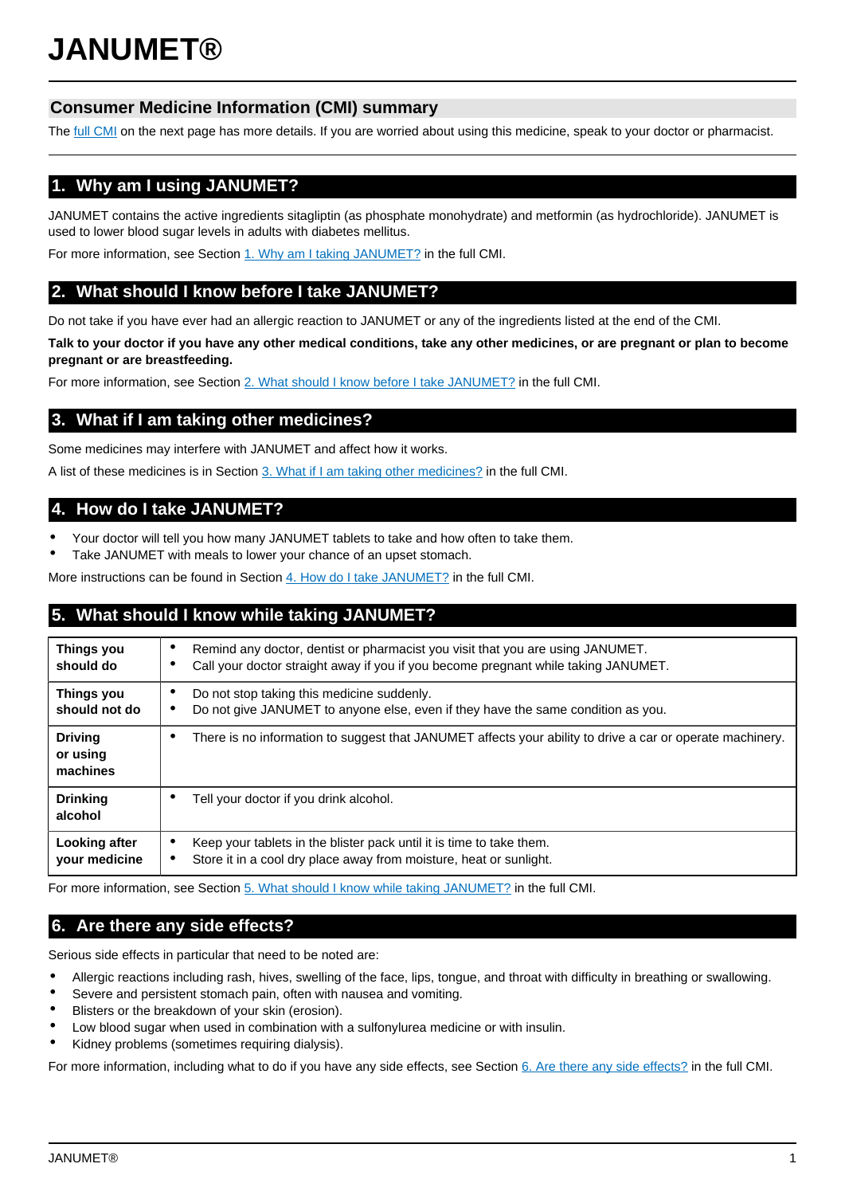# JANUMET®

## Consumer Medicine Information (CMI) summary

The full CMI on the next page has more details. If you are worried about using this medicine, speak to your doctor or pharmacist.

## 1. Why am I using JANUMET?

JANUMET contains the active ingredients sitagliptin (as phosphate monohydrate) and metformin (as hydrochloride). JANUMET is used to lower blood sugar levels in adults with diabetes mellitus.

For more information, see Section 1. Why am I taking JANUMET? in the full CMI.

## 2. What should I know before I take JANUMET?

Do not take if you have ever had an allergic reaction to JANUMET or any of the ingredients listed at the end of the CMI.

**Talk to your doctor if you have any other medical conditions, take any other medicines, or are pregnant or plan to become pregnant or are breastfeeding.**

For more information, see Section 2. What should I know before I take JANUMET? in the full CMI.

## 3. What if I am taking other medicines?

Some medicines may interfere with JANUMET and affect how it works.

A list of these medicines is in Section 3. What if I am taking other medicines? in the full CMI.

## 4. How do I take JANUMET?

- Your doctor will tell you how many JANUMET tablets to take and how often to take them.
- Take JANUMET with meals to lower your chance of an upset stomach.

More instructions can be found in Section 4. How do I take JANUMET? in the full CMI.

## 5. What should I know while taking JANUMET?

| | |
|---|---|
| **Things you should do** | • Remind any doctor, dentist or pharmacist you visit that you are using JANUMET.<br>• Call your doctor straight away if you if you become pregnant while taking JANUMET. |
| **Things you should not do** | • Do not stop taking this medicine suddenly.<br>• Do not give JANUMET to anyone else, even if they have the same condition as you. |
| **Driving or using machines** | • There is no information to suggest that JANUMET affects your ability to drive a car or operate machinery. |
| **Drinking alcohol** | • Tell your doctor if you drink alcohol. |
| **Looking after your medicine** | • Keep your tablets in the blister pack until it is time to take them.<br>• Store it in a cool dry place away from moisture, heat or sunlight. |

For more information, see Section 5. What should I know while taking JANUMET? in the full CMI.

## 6. Are there any side effects?

Serious side effects in particular that need to be noted are:

- Allergic reactions including rash, hives, swelling of the face, lips, tongue, and throat with difficulty in breathing or swallowing.
- Severe and persistent stomach pain, often with nausea and vomiting.
- Blisters or the breakdown of your skin (erosion).
- Low blood sugar when used in combination with a sulfonylurea medicine or with insulin.
- Kidney problems (sometimes requiring dialysis).

For more information, including what to do if you have any side effects, see Section 6. Are there any side effects? in the full CMI.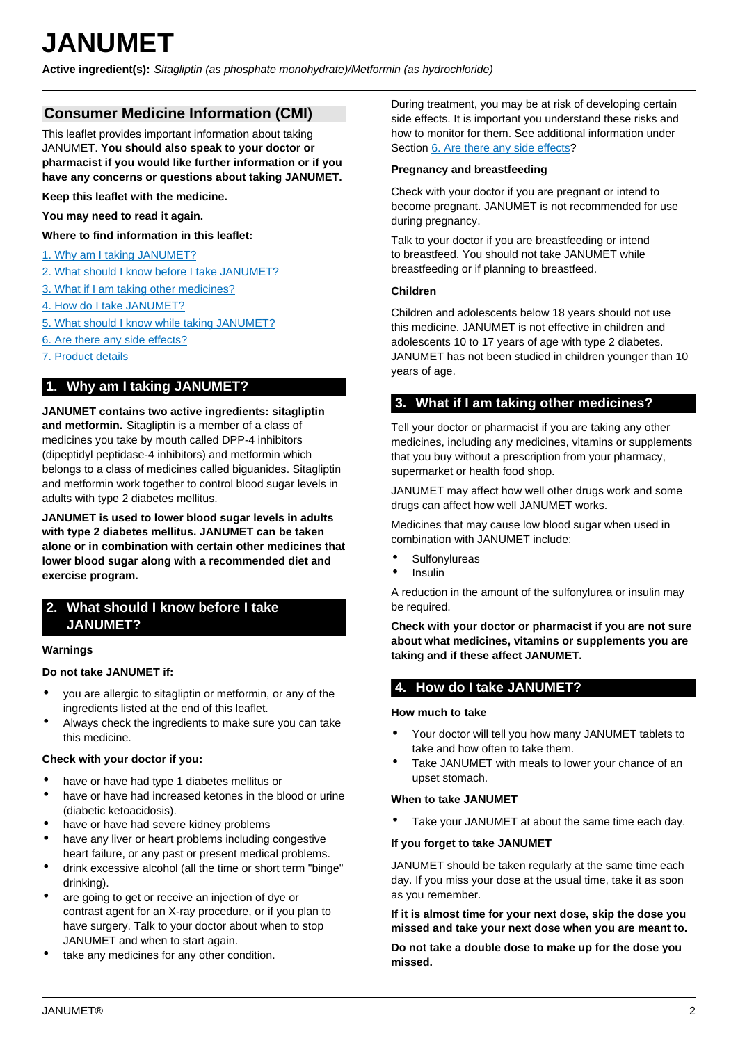# JANUMET

**Active ingredient(s):** *Sitagliptin (as phosphate monohydrate)/Metformin (as hydrochloride)*

## Consumer Medicine Information (CMI)

This leaflet provides important information about taking JANUMET. **You should also speak to your doctor or pharmacist if you would like further information or if you have any concerns or questions about taking JANUMET.**

**Keep this leaflet with the medicine.**

**You may need to read it again.**

**Where to find information in this leaflet:**

1. Why am I taking JANUMET?
2. What should I know before I take JANUMET?
3. What if I am taking other medicines?
4. How do I take JANUMET?
5. What should I know while taking JANUMET?
6. Are there any side effects?
7. Product details

## 1. Why am I taking JANUMET?

**JANUMET contains two active ingredients: sitagliptin and metformin.** Sitagliptin is a member of a class of medicines you take by mouth called DPP-4 inhibitors (dipeptidyl peptidase-4 inhibitors) and metformin which belongs to a class of medicines called biguanides. Sitagliptin and metformin work together to control blood sugar levels in adults with type 2 diabetes mellitus.

**JANUMET is used to lower blood sugar levels in adults with type 2 diabetes mellitus. JANUMET can be taken alone or in combination with certain other medicines that lower blood sugar along with a recommended diet and exercise program.**

## 2. What should I know before I take JANUMET?

### Warnings

**Do not take JANUMET if:**

- you are allergic to sitagliptin or metformin, or any of the ingredients listed at the end of this leaflet.
- Always check the ingredients to make sure you can take this medicine.

**Check with your doctor if you:**

- have or have had type 1 diabetes mellitus or
- have or have had increased ketones in the blood or urine (diabetic ketoacidosis).
- have or have had severe kidney problems
- have any liver or heart problems including congestive heart failure, or any past or present medical problems.
- drink excessive alcohol (all the time or short term "binge" drinking).
- are going to get or receive an injection of dye or contrast agent for an X-ray procedure, or if you plan to have surgery. Talk to your doctor about when to stop JANUMET and when to start again.
- take any medicines for any other condition.

During treatment, you may be at risk of developing certain side effects. It is important you understand these risks and how to monitor for them. See additional information under Section 6. Are there any side effects?

### Pregnancy and breastfeeding

Check with your doctor if you are pregnant or intend to become pregnant. JANUMET is not recommended for use during pregnancy.

Talk to your doctor if you are breastfeeding or intend to breastfeed. You should not take JANUMET while breastfeeding or if planning to breastfeed.

### Children

Children and adolescents below 18 years should not use this medicine. JANUMET is not effective in children and adolescents 10 to 17 years of age with type 2 diabetes. JANUMET has not been studied in children younger than 10 years of age.

## 3. What if I am taking other medicines?

Tell your doctor or pharmacist if you are taking any other medicines, including any medicines, vitamins or supplements that you buy without a prescription from your pharmacy, supermarket or health food shop.

JANUMET may affect how well other drugs work and some drugs can affect how well JANUMET works.

Medicines that may cause low blood sugar when used in combination with JANUMET include:

- Sulfonylureas
- Insulin

A reduction in the amount of the sulfonylurea or insulin may be required.

**Check with your doctor or pharmacist if you are not sure about what medicines, vitamins or supplements you are taking and if these affect JANUMET.**

## 4. How do I take JANUMET?

### How much to take

- Your doctor will tell you how many JANUMET tablets to take and how often to take them.
- Take JANUMET with meals to lower your chance of an upset stomach.

### When to take JANUMET

- Take your JANUMET at about the same time each day.

### If you forget to take JANUMET

JANUMET should be taken regularly at the same time each day. If you miss your dose at the usual time, take it as soon as you remember.

**If it is almost time for your next dose, skip the dose you missed and take your next dose when you are meant to.**

**Do not take a double dose to make up for the dose you missed.**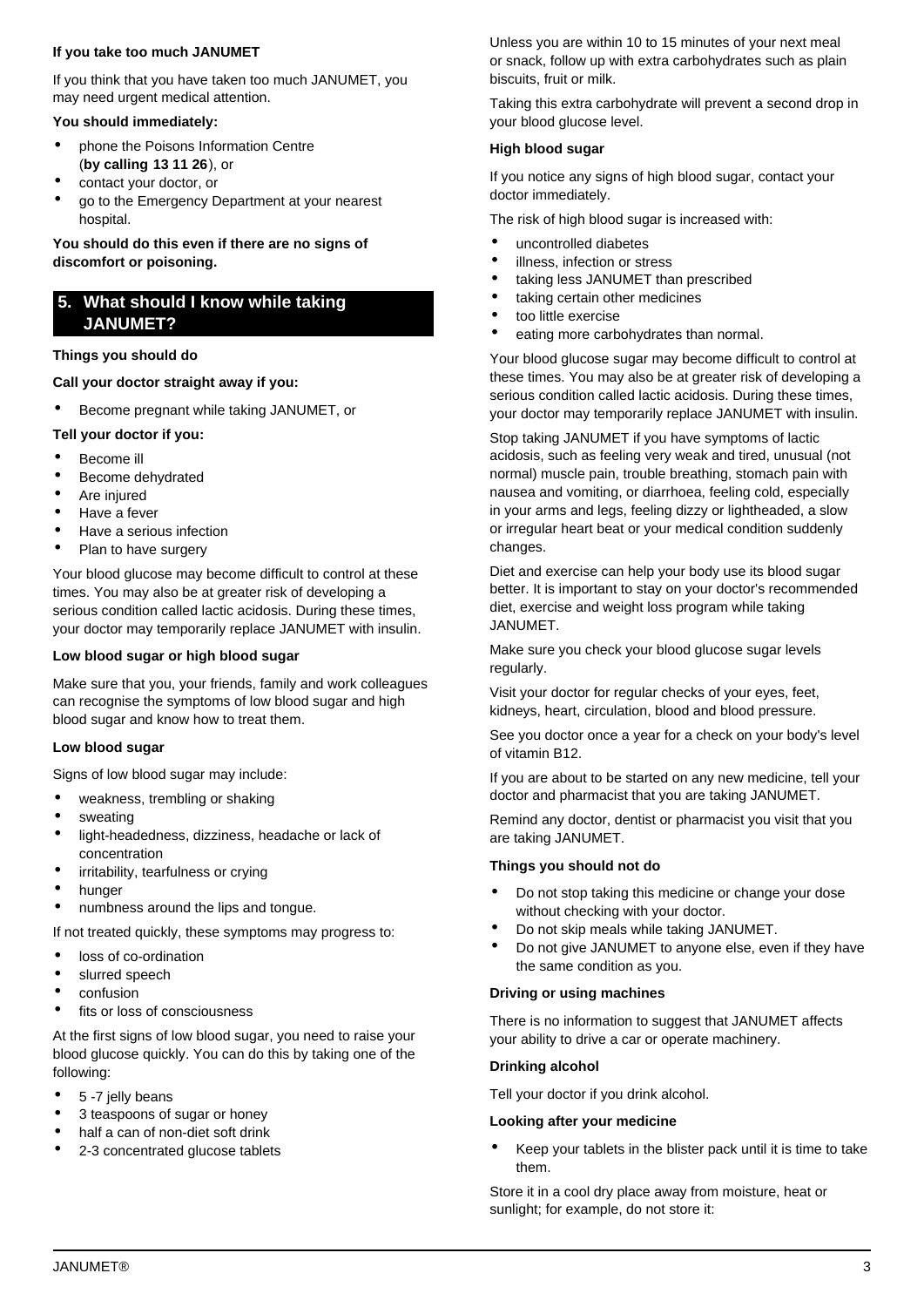**If you take too much JANUMET**

If you think that you have taken too much JANUMET, you may need urgent medical attention.

**You should immediately:**

- phone the Poisons Information Centre (**by calling 13 11 26**), or
- contact your doctor, or
- go to the Emergency Department at your nearest hospital.

**You should do this even if there are no signs of discomfort or poisoning.**

## 5. What should I know while taking JANUMET?

**Things you should do**

**Call your doctor straight away if you:**

- Become pregnant while taking JANUMET, or

**Tell your doctor if you:**

- Become ill
- Become dehydrated
- Are injured
- Have a fever
- Have a serious infection
- Plan to have surgery

Your blood glucose may become difficult to control at these times. You may also be at greater risk of developing a serious condition called lactic acidosis. During these times, your doctor may temporarily replace JANUMET with insulin.

**Low blood sugar or high blood sugar**

Make sure that you, your friends, family and work colleagues can recognise the symptoms of low blood sugar and high blood sugar and know how to treat them.

**Low blood sugar**

Signs of low blood sugar may include:

- weakness, trembling or shaking
- sweating
- light-headedness, dizziness, headache or lack of concentration
- irritability, tearfulness or crying
- hunger
- numbness around the lips and tongue.

If not treated quickly, these symptoms may progress to:

- loss of co-ordination
- slurred speech
- confusion
- fits or loss of consciousness

At the first signs of low blood sugar, you need to raise your blood glucose quickly. You can do this by taking one of the following:

- 5 -7 jelly beans
- 3 teaspoons of sugar or honey
- half a can of non-diet soft drink
- 2-3 concentrated glucose tablets

Unless you are within 10 to 15 minutes of your next meal or snack, follow up with extra carbohydrates such as plain biscuits, fruit or milk.

Taking this extra carbohydrate will prevent a second drop in your blood glucose level.

**High blood sugar**

If you notice any signs of high blood sugar, contact your doctor immediately.

The risk of high blood sugar is increased with:

- uncontrolled diabetes
- illness, infection or stress
- taking less JANUMET than prescribed
- taking certain other medicines
- too little exercise
- eating more carbohydrates than normal.

Your blood glucose sugar may become difficult to control at these times. You may also be at greater risk of developing a serious condition called lactic acidosis. During these times, your doctor may temporarily replace JANUMET with insulin.

Stop taking JANUMET if you have symptoms of lactic acidosis, such as feeling very weak and tired, unusual (not normal) muscle pain, trouble breathing, stomach pain with nausea and vomiting, or diarrhoea, feeling cold, especially in your arms and legs, feeling dizzy or lightheaded, a slow or irregular heart beat or your medical condition suddenly changes.

Diet and exercise can help your body use its blood sugar better. It is important to stay on your doctor's recommended diet, exercise and weight loss program while taking JANUMET.

Make sure you check your blood glucose sugar levels regularly.

Visit your doctor for regular checks of your eyes, feet, kidneys, heart, circulation, blood and blood pressure.

See you doctor once a year for a check on your body's level of vitamin B12.

If you are about to be started on any new medicine, tell your doctor and pharmacist that you are taking JANUMET.

Remind any doctor, dentist or pharmacist you visit that you are taking JANUMET.

**Things you should not do**

- Do not stop taking this medicine or change your dose without checking with your doctor.
- Do not skip meals while taking JANUMET.
- Do not give JANUMET to anyone else, even if they have the same condition as you.

**Driving or using machines**

There is no information to suggest that JANUMET affects your ability to drive a car or operate machinery.

**Drinking alcohol**

Tell your doctor if you drink alcohol.

**Looking after your medicine**

- Keep your tablets in the blister pack until it is time to take them.

Store it in a cool dry place away from moisture, heat or sunlight; for example, do not store it: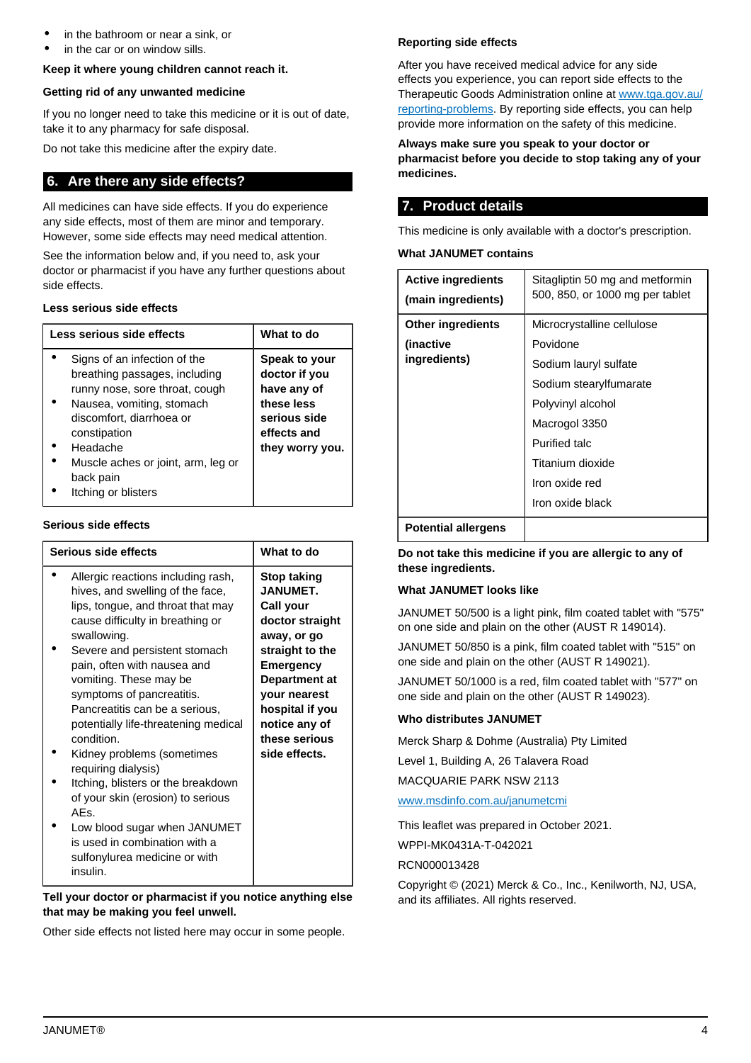- in the bathroom or near a sink, or
- in the car or on window sills.

**Keep it where young children cannot reach it.**

**Getting rid of any unwanted medicine**

If you no longer need to take this medicine or it is out of date, take it to any pharmacy for safe disposal.

Do not take this medicine after the expiry date.

## 6. Are there any side effects?

All medicines can have side effects. If you do experience any side effects, most of them are minor and temporary. However, some side effects may need medical attention.

See the information below and, if you need to, ask your doctor or pharmacist if you have any further questions about side effects.

**Less serious side effects**

| Less serious side effects | What to do |
|---|---|
| • Signs of an infection of the breathing passages, including runny nose, sore throat, cough<br>• Nausea, vomiting, stomach discomfort, diarrhoea or constipation<br>• Headache<br>• Muscle aches or joint, arm, leg or back pain<br>• Itching or blisters | **Speak to your doctor if you have any of these less serious side effects and they worry you.** |

**Serious side effects**

| Serious side effects | What to do |
|---|---|
| • Allergic reactions including rash, hives, and swelling of the face, lips, tongue, and throat that may cause difficulty in breathing or swallowing.<br>• Severe and persistent stomach pain, often with nausea and vomiting. These may be symptoms of pancreatitis. Pancreatitis can be a serious, potentially life-threatening medical condition.<br>• Kidney problems (sometimes requiring dialysis)<br>• Itching, blisters or the breakdown of your skin (erosion) to serious AEs.<br>• Low blood sugar when JANUMET is used in combination with a sulfonylurea medicine or with insulin. | **Stop taking JANUMET. Call your doctor straight away, or go straight to the Emergency Department at your nearest hospital if you notice any of these serious side effects.** |

**Tell your doctor or pharmacist if you notice anything else that may be making you feel unwell.**

Other side effects not listed here may occur in some people.

**Reporting side effects**

After you have received medical advice for any side effects you experience, you can report side effects to the Therapeutic Goods Administration online at www.tga.gov.au/reporting-problems. By reporting side effects, you can help provide more information on the safety of this medicine.

**Always make sure you speak to your doctor or pharmacist before you decide to stop taking any of your medicines.**

## 7. Product details

This medicine is only available with a doctor's prescription.

**What JANUMET contains**

| | |
|---|---|
| **Active ingredients (main ingredients)** | Sitagliptin 50 mg and metformin 500, 850, or 1000 mg per tablet |
| **Other ingredients (inactive ingredients)** | Microcrystalline cellulose<br>Povidone<br>Sodium lauryl sulfate<br>Sodium stearylfumarate<br>Polyvinyl alcohol<br>Macrogol 3350<br>Purified talc<br>Titanium dioxide<br>Iron oxide red<br>Iron oxide black |
| **Potential allergens** | |

**Do not take this medicine if you are allergic to any of these ingredients.**

**What JANUMET looks like**

JANUMET 50/500 is a light pink, film coated tablet with "575" on one side and plain on the other (AUST R 149014).

JANUMET 50/850 is a pink, film coated tablet with "515" on one side and plain on the other (AUST R 149021).

JANUMET 50/1000 is a red, film coated tablet with "577" on one side and plain on the other (AUST R 149023).

**Who distributes JANUMET**

Merck Sharp & Dohme (Australia) Pty Limited

Level 1, Building A, 26 Talavera Road

MACQUARIE PARK NSW 2113

www.msdinfo.com.au/janumetcmi

This leaflet was prepared in October 2021.

WPPI-MK0431A-T-042021

RCN000013428

Copyright © (2021) Merck & Co., Inc., Kenilworth, NJ, USA, and its affiliates. All rights reserved.